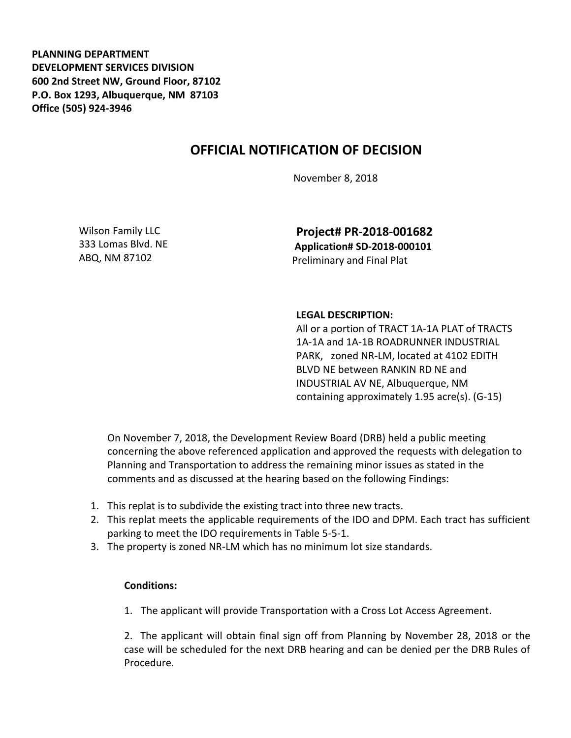**PLANNING DEPARTMENT**
**DEVELOPMENT SERVICES DIVISION**
**600 2nd Street NW, Ground Floor, 87102**
**P.O. Box 1293, Albuquerque, NM 87103**
**Office (505) 924-3946**

# OFFICIAL NOTIFICATION OF DECISION

November 8, 2018

Wilson Family LLC
333 Lomas Blvd. NE
ABQ, NM 87102

**Project# PR-2018-001682**
**Application# SD-2018-000101**
Preliminary and Final Plat

**LEGAL DESCRIPTION:**
All or a portion of TRACT 1A-1A PLAT of TRACTS 1A-1A and 1A-1B ROADRUNNER INDUSTRIAL PARK, zoned NR-LM, located at 4102 EDITH BLVD NE between RANKIN RD NE and INDUSTRIAL AV NE, Albuquerque, NM containing approximately 1.95 acre(s). (G-15)

On November 7, 2018, the Development Review Board (DRB) held a public meeting concerning the above referenced application and approved the requests with delegation to Planning and Transportation to address the remaining minor issues as stated in the comments and as discussed at the hearing based on the following Findings:

1. This replat is to subdivide the existing tract into three new tracts.
2. This replat meets the applicable requirements of the IDO and DPM. Each tract has sufficient parking to meet the IDO requirements in Table 5-5-1.
3. The property is zoned NR-LM which has no minimum lot size standards.

**Conditions:**

1. The applicant will provide Transportation with a Cross Lot Access Agreement.

2. The applicant will obtain final sign off from Planning by November 28, 2018 or the case will be scheduled for the next DRB hearing and can be denied per the DRB Rules of Procedure.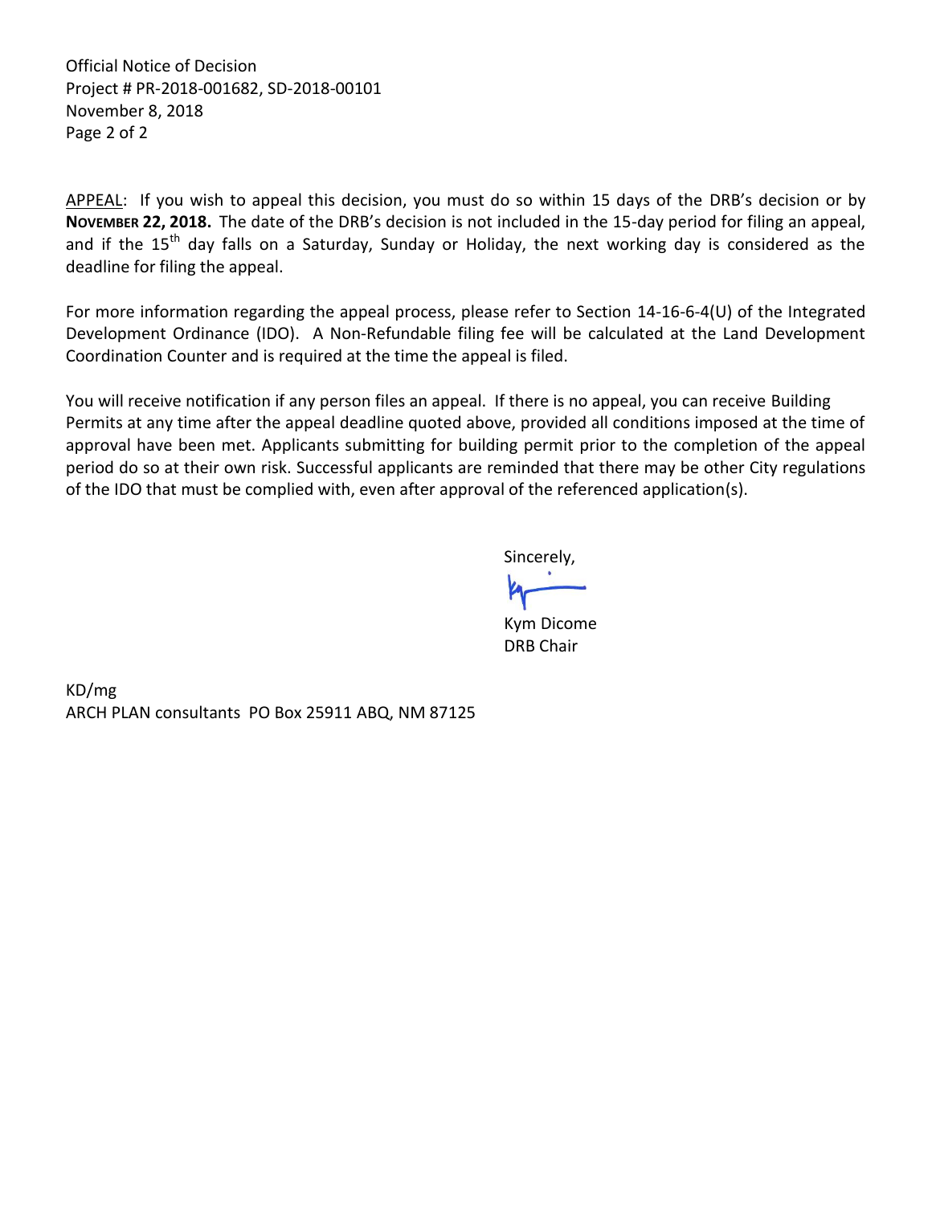APPEAL: If you wish to appeal this decision, you must do so within 15 days of the DRB's decision or by **NOVEMBER 22, 2018.** The date of the DRB's decision is not included in the 15-day period for filing an appeal, and if the 15th day falls on a Saturday, Sunday or Holiday, the next working day is considered as the deadline for filing the appeal.

For more information regarding the appeal process, please refer to Section 14-16-6-4(U) of the Integrated Development Ordinance (IDO). A Non-Refundable filing fee will be calculated at the Land Development Coordination Counter and is required at the time the appeal is filed.

You will receive notification if any person files an appeal. If there is no appeal, you can receive Building Permits at any time after the appeal deadline quoted above, provided all conditions imposed at the time of approval have been met. Applicants submitting for building permit prior to the completion of the appeal period do so at their own risk. Successful applicants are reminded that there may be other City regulations of the IDO that must be complied with, even after approval of the referenced application(s).

Sincerely,

Kym Dicome
DRB Chair

KD/mg
ARCH PLAN consultants PO Box 25911 ABQ, NM 87125